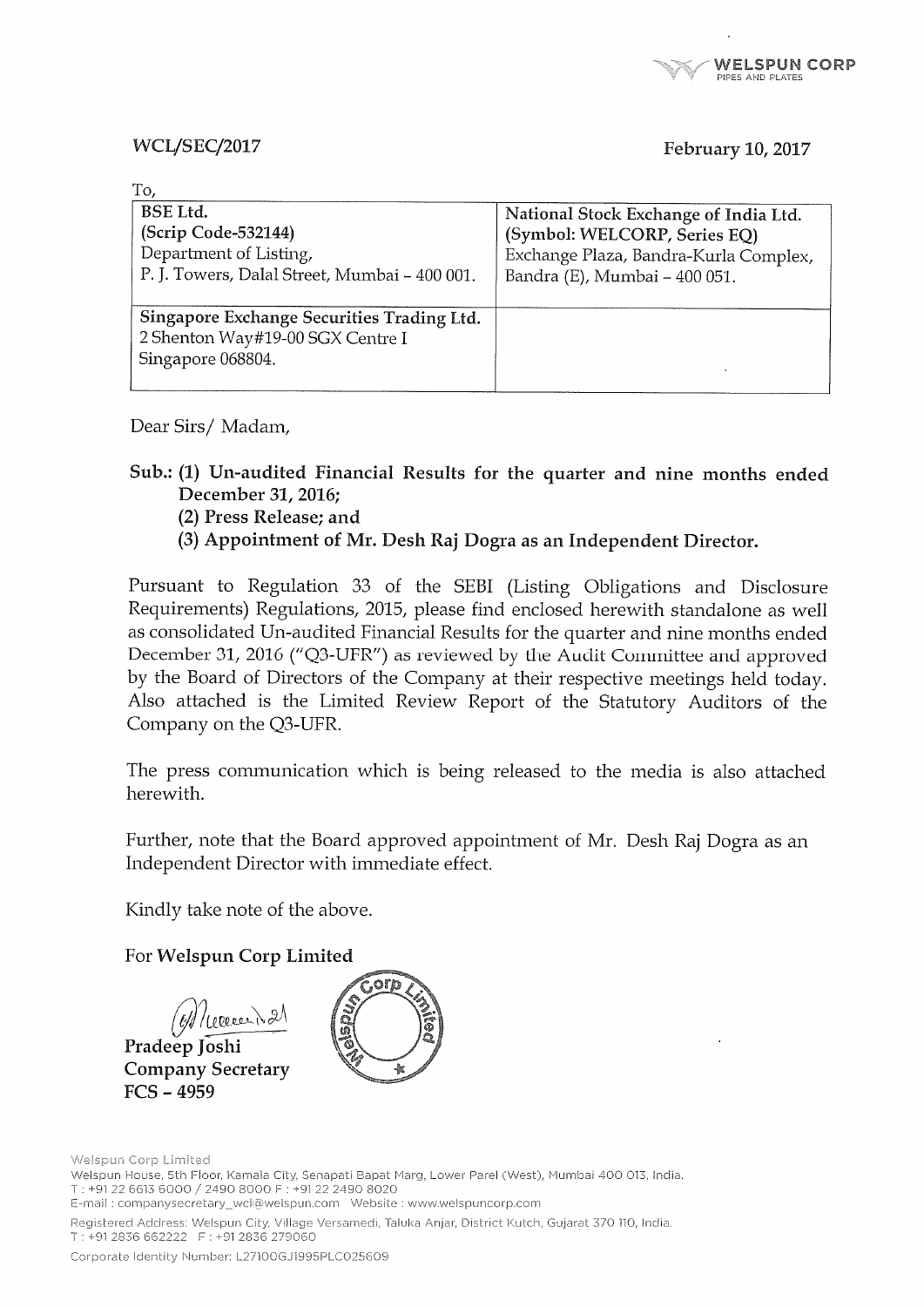WELSPUN CORP
PIPES AND PLATES

WCL/SEC/2017

February 10, 2017

To,

| BSE Ltd.<br>(Scrip Code-532144)<br>Department of Listing,<br>P. J. Towers, Dalal Street, Mumbai – 400 001. | National Stock Exchange of India Ltd.<br>(Symbol: WELCORP, Series EQ)<br>Exchange Plaza, Bandra-Kurla Complex,<br>Bandra (E), Mumbai – 400 051. |
|---|---|
| Singapore Exchange Securities Trading Ltd.<br>2 Shenton Way#19-00 SGX Centre I<br>Singapore 068804. | |

Dear Sirs/ Madam,

**Sub.: (1) Un-audited Financial Results for the quarter and nine months ended December 31, 2016;**
**(2) Press Release; and**
**(3) Appointment of Mr. Desh Raj Dogra as an Independent Director.**

Pursuant to Regulation 33 of the SEBI (Listing Obligations and Disclosure Requirements) Regulations, 2015, please find enclosed herewith standalone as well as consolidated Un-audited Financial Results for the quarter and nine months ended December 31, 2016 ("Q3-UFR") as reviewed by the Audit Committee and approved by the Board of Directors of the Company at their respective meetings held today. Also attached is the Limited Review Report of the Statutory Auditors of the Company on the Q3-UFR.

The press communication which is being released to the media is also attached herewith.

Further, note that the Board approved appointment of Mr. Desh Raj Dogra as an Independent Director with immediate effect.

Kindly take note of the above.

For **Welspun Corp Limited**

**Pradeep Joshi**
**Company Secretary**
**FCS - 4959**

Welspun Corp Limited
Welspun House, 5th Floor, Kamala City, Senapati Bapat Marg, Lower Parel (West), Mumbai 400 013, India.
T : +91 22 6613 6000 / 2490 8000 F : +91 22 2490 8020
E-mail : companysecretary_wcl@welspun.com Website : www.welspuncorp.com
Registered Address: Welspun City, Village Versamedi, Taluka Anjar, District Kutch, Gujarat 370 110, India.
T : +91 2836 662222 F : +91 2836 279060
Corporate Identity Number: L27100GJ1995PLC025609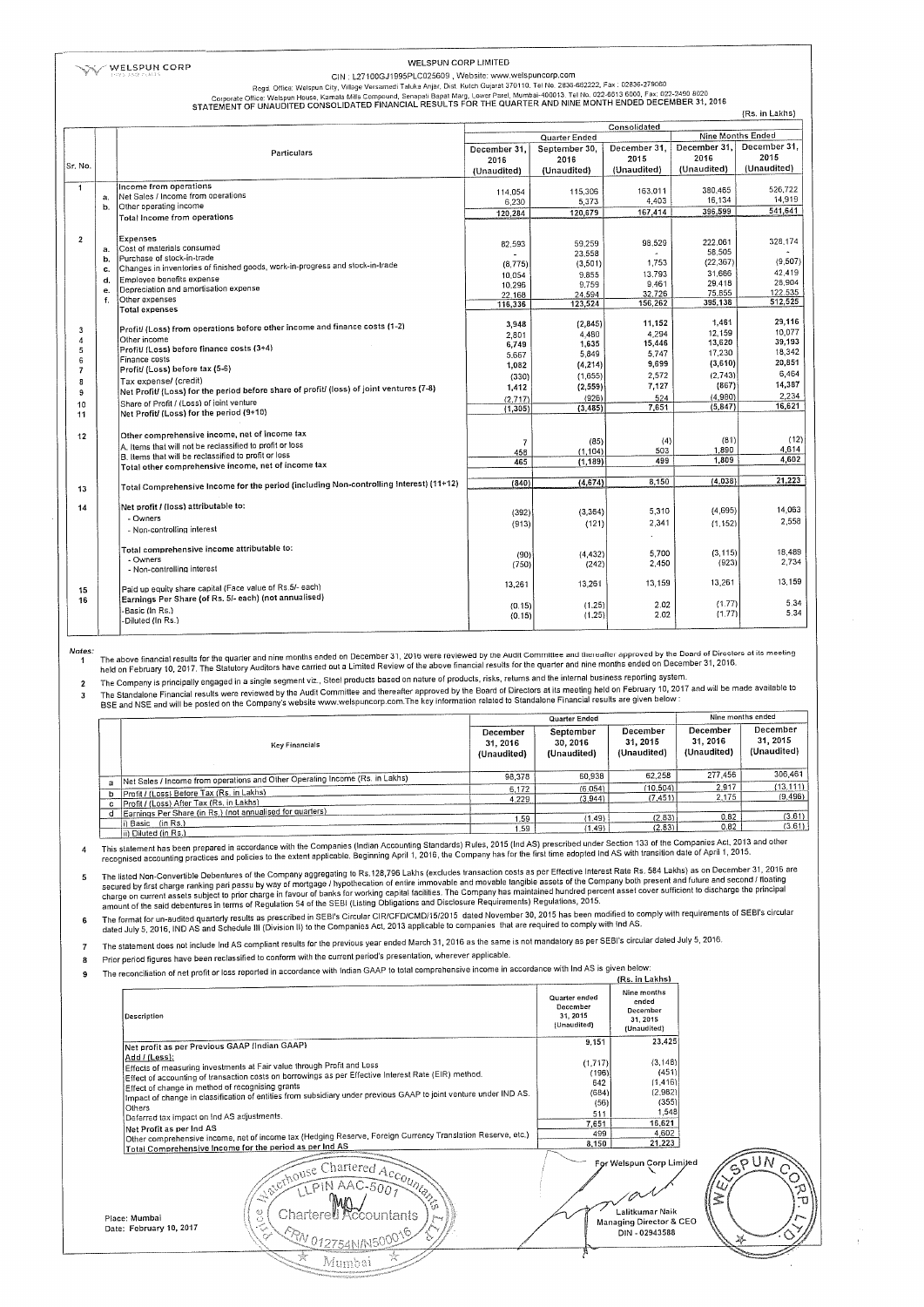WELSPUN CORP

# WELSPUN CORP LIMITED

CIN : L27100GJ1995PLC025609 , Website: www.welspuncorp.com

Regd. Office: Welspun City, Village Versamedi Taluka Anjar, Dist. Kutch Gujarat 370110. Tel No. 2836-662222, Fax : 02836-279060

Corporate Office: Welspun House, Kamala Mills Compound, Senapati Bapat Marg, Lower Parel, Mumbai-400013. Tel No. 022-6613 6000, Fax: 022-2490 8020

## STATEMENT OF UNAUDITED CONSOLIDATED FINANCIAL RESULTS FOR THE QUARTER AND NINE MONTH ENDED DECEMBER 31, 2016

(Rs. in Lakhs)

| Sr. No. | | Particulars | Consolidated | | | | |
|---|---|---|---|---|---|---|---|
| | | | Quarter Ended | | | Nine Months Ended | |
| | | | December 31, 2016 (Unaudited) | September 30, 2016 (Unaudited) | December 31, 2015 (Unaudited) | December 31, 2016 (Unaudited) | December 31, 2015 (Unaudited) |
| 1 | | Income from operations | | | | | |
| | a. | Net Sales / Income from operations | 114,054 | 115,306 | 163,011 | 380,465 | 526,722 |
| | b. | Other operating income | 6,230 | 5,373 | 4,403 | 16,134 | 14,919 |
| | | Total Income from operations | 120,284 | 120,679 | 167,414 | 396,599 | 541,641 |
| 2 | | Expenses | | | | | |
| | a. | Cost of materials consumed | 82,593 | 59,259 | 98,529 | 222,061 | 328,174 |
| | b. | Purchase of stock-in-trade | - | 23,558 | - | 58,505 | - |
| | c. | Changes in inventories of finished goods, work-in-progress and stock-in-trade | (8,775) | (3,501) | 1,753 | (22,367) | (9,507) |
| | d. | Employee benefits expense | 10,054 | 9,855 | 13,793 | 31,666 | 42,419 |
| | e. | Depreciation and amortisation expense | 10,296 | 9,759 | 9,461 | 29,418 | 28,904 |
| | f. | Other expenses | 22,168 | 24,594 | 32,726 | 75,855 | 122,535 |
| | | Total expenses | 116,336 | 123,524 | 156,262 | 395,138 | 512,525 |
| 3 | | Profit/ (Loss) from operations before other income and finance costs (1-2) | 3,948 | (2,845) | 11,152 | 1,461 | 29,116 |
| 4 | | Other income | 2,801 | 4,480 | 4,294 | 12,159 | 10,077 |
| 5 | | Profit/ (Loss) before finance costs (3+4) | 6,749 | 1,635 | 15,446 | 13,620 | 39,193 |
| 6 | | Finance costs | 5,667 | 5,849 | 5,747 | 17,230 | 18,342 |
| 7 | | Profit/ (Loss) before tax (5-6) | 1,082 | (4,214) | 9,699 | (3,610) | 20,851 |
| 8 | | Tax expense/ (credit) | (330) | (1,655) | 2,572 | (2,743) | 6,464 |
| 9 | | Net Profit/ (Loss) for the period before share of profit/ (loss) of joint ventures (7-8) | 1,412 | (2,559) | 7,127 | (867) | 14,387 |
| 10 | | Share of Profit / (Loss) of joint venture | (2,717) | (926) | 524 | (4,980) | 2,234 |
| 11 | | Net Profit/ (Loss) for the period (9+10) | (1,305) | (3,485) | 7,651 | (5,847) | 16,621 |
| 12 | | Other comprehensive income, net of income tax | | | | | |
| | | A. Items that will not be reclassified to profit or loss | 7 | (85) | (4) | (81) | (12) |
| | | B. Items that will be reclassified to profit or loss | 458 | (1,104) | 503 | 1,890 | 4,614 |
| | | Total other comprehensive income, net of income tax | 465 | (1,189) | 499 | 1,809 | 4,602 |
| 13 | | Total Comprehensive Income for the period (including Non-controlling Interest) (11+12) | (840) | (4,674) | 8,150 | (4,038) | 21,223 |
| 14 | | Net profit / (loss) attributable to: | | | | | |
| | | - Owners | (392) | (3,364) | 5,310 | (4,695) | 14,063 |
| | | - Non-controlling interest | (913) | (121) | 2,341 | (1,152) | 2,558 |
| | | Total comprehensive income attributable to: | | | | | |
| | | - Owners | (90) | (4,432) | 5,700 | (3,115) | 18,489 |
| | | - Non-controlling interest | (750) | (242) | 2,450 | (923) | 2,734 |
| 15 | | Paid up equity share capital (Face value of Rs.5/- each) | 13,261 | 13,261 | 13,159 | 13,261 | 13,159 |
| 16 | | Earnings Per Share (of Rs. 5/- each) (not annualised) | | | | | |
| | | -Basic (In Rs.) | (0.15) | (1.25) | 2.02 | (1.77) | 5.34 |
| | | -Diluted (In Rs.) | (0.15) | (1.25) | 2.02 | (1.77) | 5.34 |

**Notes:**

1. The above financial results for the quarter and nine months ended on December 31, 2016 were reviewed by the Audit Committee and thereafter approved by the Board of Directors at its meeting held on February 10, 2017. The Statutory Auditors have carried out a Limited Review of the above financial results for the quarter and nine months ended on December 31, 2016.
2. The Company is principally engaged in a single segment viz., Steel products based on nature of products, risks, returns and the internal business reporting system.
3. The Standalone Financial results were reviewed by the Audit Committee and thereafter approved by the Board of Directors at its meeting held on February 10, 2017 and will be made available to BSE and NSE and will be posted on the Company's website www.welspuncorp.com.The key information related to Standalone Financial results are given below :

| | Key Financials | Quarter Ended | | | Nine months ended | |
|---|---|---|---|---|---|---|
| | | December 31, 2016 (Unaudited) | September 30, 2016 (Unaudited) | December 31, 2015 (Unaudited) | December 31, 2016 (Unaudited) | December 31, 2015 (Unaudited) |
| a | Net Sales / Income from operations and Other Operating Income (Rs. in Lakhs) | 98,378 | 80,938 | 62,258 | 277,456 | 306,461 |
| b | Profit / (Loss) Before Tax (Rs. in Lakhs) | 6,172 | (6,054) | (10,504) | 2,917 | (13,111) |
| c | Profit / (Loss) After Tax (Rs. in Lakhs) | 4,229 | (3,944) | (7,451) | 2,175 | (9,496) |
| d | Earnings Per Share (in Rs.) (not annualised for quarters) | | | | | |
| | i) Basic (in Rs.) | 1.59 | (1.49) | (2.83) | 0.82 | (3.61) |
| | ii) Diluted (in Rs.) | 1.59 | (1.49) | (2.83) | 0.82 | (3.61) |

4. This statement has been prepared in accordance with the Companies (Indian Accounting Standards) Rules, 2015 (Ind AS) prescribed under Section 133 of the Companies Act, 2013 and other recognised accounting practices and policies to the extent applicable. Beginning April 1, 2016, the Company has for the first time adopted Ind AS with transition date of April 1, 2015.
5. The listed Non-Convertible Debentures of the Company aggregating to Rs.128,796 Lakhs (excludes transaction costs as per Effective Interest Rate Rs. 584 Lakhs) as on December 31, 2016 are secured by first charge ranking pari passu by way of mortgage / hypothecation of entire immovable and movable tangible assets of the Company both present and future and second / floating charge on current assets subject to prior charge in favour of banks for working capital facilities. The Company has maintained hundred percent asset cover sufficient to discharge the principal amount of the said debentures in terms of Regulation 54 of the SEBI (Listing Obligations and Disclosure Requirements) Regulations, 2015.
6. The format for un-audited quarterly results as prescribed in SEBI's Circular CIR/CFD/CMD/15/2015 dated November 30, 2015 has been modified to comply with requirements of SEBI's circular dated July 5, 2016, IND AS and Schedule III (Division II) to the Companies Act, 2013 applicable to companies that are required to comply with Ind AS.
7. The statement does not include Ind AS compliant results for the previous year ended March 31, 2016 as the same is not mandatory as per SEBI's circular dated July 5, 2016.
8. Prior period figures have been reclassified to conform with the current period's presentation, wherever applicable.
9. The reconciliation of net profit or loss reported in accordance with Indian GAAP to total comprehensive income in accordance with Ind AS is given below:

(Rs. in Lakhs)

| Description | Quarter ended December 31, 2015 (Unaudited) | Nine months ended December 31, 2015 (Unaudited) |
|---|---|---|
| Net profit as per Previous GAAP (Indian GAAP) | 9,151 | 23,425 |
| Add / (Less): | | |
| Effects of measuring investments at Fair value through Profit and Loss | (1,717) | (3,148) |
| Effect of accounting of transaction costs on borrowings as per Effective Interest Rate (EIR) method. | (196) | (451) |
| Effect of change in method of recognising grants | 842 | (1,416) |
| Impact of change in classification of entities from subsidiary under previous GAAP to joint venture under IND AS. | (684) | (2,982) |
| Others | (56) | (355) |
| Deferred tax impact on Ind AS adjustments. | 511 | 1,548 |
| Net Profit as per Ind AS | 7,651 | 16,621 |
| Other comprehensive income, net of income tax (Hedging Reserve, Foreign Currency Translation Reserve, etc.) | 499 | 4,602 |
| Total Comprehensive Income for the period as per Ind AS | 8,150 | 21,223 |

Place: Mumbai
Date: February 10, 2017

For Welspun Corp Limited

Lalitkumar Naik
Managing Director & CEO
DIN - 02943588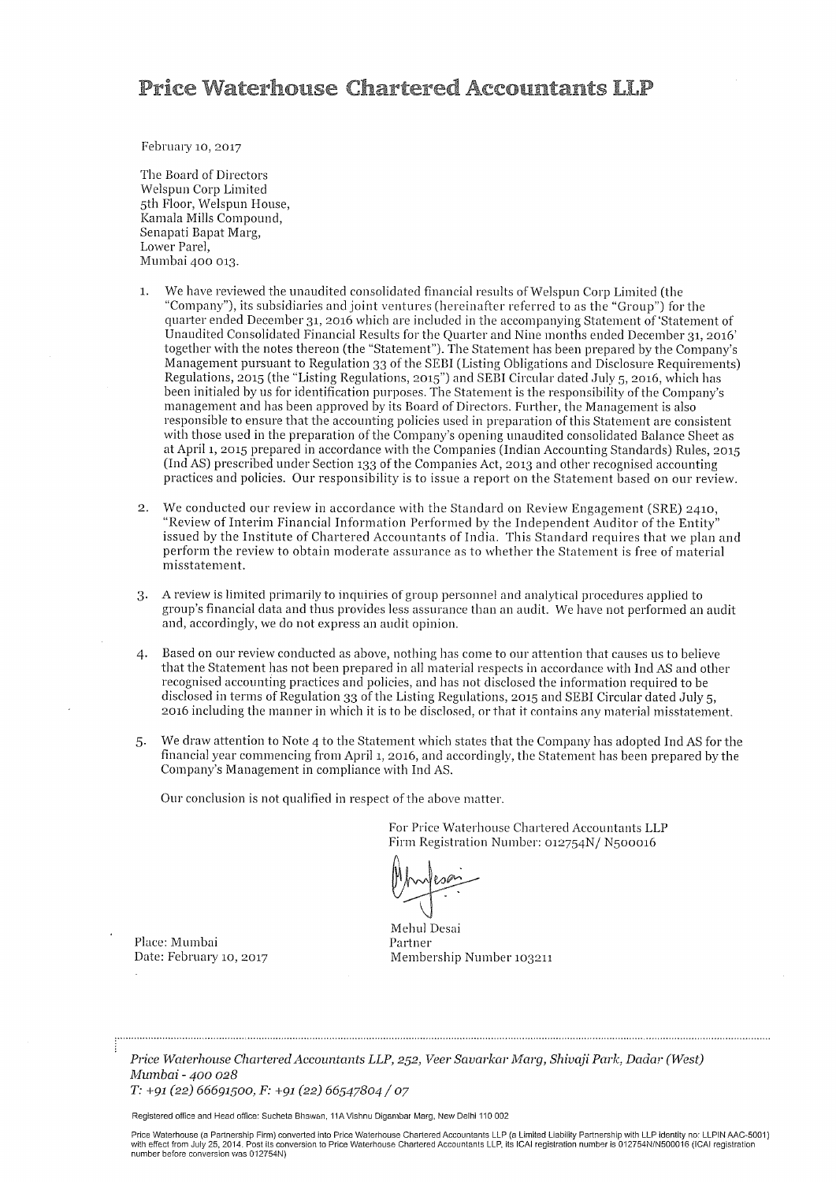# Price Waterhouse Chartered Accountants LLP

February 10, 2017

The Board of Directors
Welspun Corp Limited
5th Floor, Welspun House,
Kamala Mills Compound,
Senapati Bapat Marg,
Lower Parel,
Mumbai 400 013.

1. We have reviewed the unaudited consolidated financial results of Welspun Corp Limited (the "Company"), its subsidiaries and joint ventures (hereinafter referred to as the "Group") for the quarter ended December 31, 2016 which are included in the accompanying Statement of 'Statement of Unaudited Consolidated Financial Results for the Quarter and Nine months ended December 31, 2016' together with the notes thereon (the "Statement"). The Statement has been prepared by the Company's Management pursuant to Regulation 33 of the SEBI (Listing Obligations and Disclosure Requirements) Regulations, 2015 (the "Listing Regulations, 2015") and SEBI Circular dated July 5, 2016, which has been initialed by us for identification purposes. The Statement is the responsibility of the Company's management and has been approved by its Board of Directors. Further, the Management is also responsible to ensure that the accounting policies used in preparation of this Statement are consistent with those used in the preparation of the Company's opening unaudited consolidated Balance Sheet as at April 1, 2015 prepared in accordance with the Companies (Indian Accounting Standards) Rules, 2015 (Ind AS) prescribed under Section 133 of the Companies Act, 2013 and other recognised accounting practices and policies. Our responsibility is to issue a report on the Statement based on our review.

2. We conducted our review in accordance with the Standard on Review Engagement (SRE) 2410, "Review of Interim Financial Information Performed by the Independent Auditor of the Entity" issued by the Institute of Chartered Accountants of India. This Standard requires that we plan and perform the review to obtain moderate assurance as to whether the Statement is free of material misstatement.

3. A review is limited primarily to inquiries of group personnel and analytical procedures applied to group's financial data and thus provides less assurance than an audit. We have not performed an audit and, accordingly, we do not express an audit opinion.

4. Based on our review conducted as above, nothing has come to our attention that causes us to believe that the Statement has not been prepared in all material respects in accordance with Ind AS and other recognised accounting practices and policies, and has not disclosed the information required to be disclosed in terms of Regulation 33 of the Listing Regulations, 2015 and SEBI Circular dated July 5, 2016 including the manner in which it is to be disclosed, or that it contains any material misstatement.

5. We draw attention to Note 4 to the Statement which states that the Company has adopted Ind AS for the financial year commencing from April 1, 2016, and accordingly, the Statement has been prepared by the Company's Management in compliance with Ind AS.

Our conclusion is not qualified in respect of the above matter.

For Price Waterhouse Chartered Accountants LLP
Firm Registration Number: 012754N/ N500016

Mehul Desai
Partner
Membership Number 103211

Place: Mumbai
Date: February 10, 2017

*Price Waterhouse Chartered Accountants LLP, 252, Veer Savarkar Marg, Shivaji Park, Dadar (West) Mumbai - 400 028*
*T: +91 (22) 66691500, F: +91 (22) 66547804 / 07*

Registered office and Head office: Sucheta Bhawan, 11A Vishnu Digambar Marg, New Delhi 110 002

Price Waterhouse (a Partnership Firm) converted into Price Waterhouse Chartered Accountants LLP (a Limited Liability Partnership with LLP identity no: LLPIN AAC-5001) with effect from July 25, 2014. Post its conversion to Price Waterhouse Chartered Accountants LLP, its ICAI registration number is 012754N/N500016 (ICAI registration number before conversion was 012754N)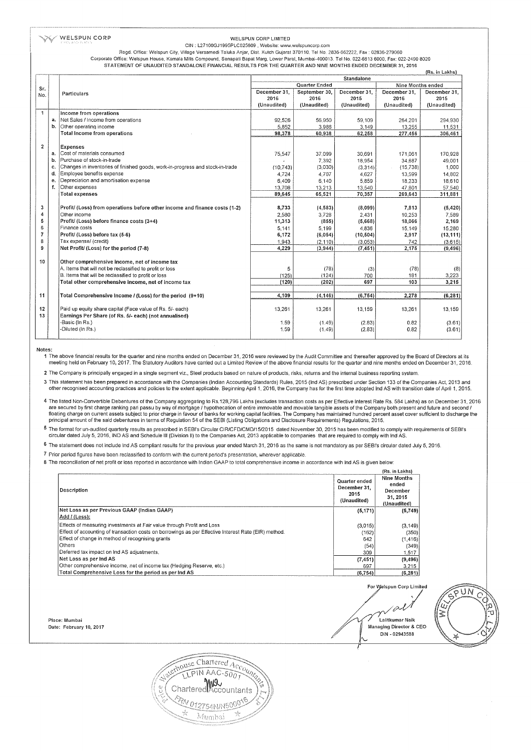WELSPUN CORP

# WELSPUN CORP LIMITED

CIN : L27100GJ1995PLC025609 , Website: www.welspuncorp.com

Regd. Office: Welspun City, Village Versamedi Taluka Anjar, Dist. Kutch Gujarat 370110. Tel No. 2836-662222, Fax : 02836-279060

Corporate Office: Welspun House, Kamala Mills Compound, Senapati Bapat Marg, Lower Parel, Mumbai-400013. Tel No. 022-6613 6000, Fax: 022-2490 8020

## STATEMENT OF UNAUDITED STANDALONE FINANCIAL RESULTS FOR THE QUARTER AND NINE MONTHS ENDED DECEMBER 31, 2016

(Rs. in Lakhs)

| Sr. No. | | Particulars | Standalone | | | | |
|---|---|---|---|---|---|---|---|
| | | | Quarter Ended | | | Nine Months ended | |
| | | | December 31, 2016 (Unaudited) | September 30, 2016 (Unaudited) | December 31, 2015 (Unaudited) | December 31, 2016 (Unaudited) | December 31, 2015 (Unaudited) |
| 1 | | Income from operations | | | | | |
| | a. | Net Sales / Income from operations | 92,526 | 56,950 | 59,109 | 264,201 | 294,930 |
| | b. | Other operating income | 5,852 | 3,988 | 3,149 | 13,255 | 11,531 |
| | | Total Income from operations | 98,378 | 60,938 | 62,258 | 277,456 | 306,461 |
| 2 | | Expenses | | | | | |
| | a. | Cost of materials consumed | 75,547 | 37,099 | 30,691 | 171,061 | 170,928 |
| | b. | Purchase of stock-in-trade | - | 7,392 | 18,954 | 34,687 | 49,001 |
| | c. | Changes in inventories of finished goods, work-in-progress and stock-in-trade | (10,743) | (3,030) | (3,314) | (15,738) | 1,000 |
| | d. | Employee benefits expense | 4,724 | 4,707 | 4,627 | 13,599 | 14,802 |
| | e. | Depreciation and amortisation expense | 6,409 | 6,140 | 5,859 | 18,233 | 18,610 |
| | f. | Other expenses | 13,708 | 13,213 | 13,540 | 47,801 | 57,540 |
| | | Total expenses | 89,645 | 65,521 | 70,357 | 269,643 | 311,881 |
| 3 | | Profit/ (Loss) from operations before other income and finance costs (1-2) | 8,733 | (4,583) | (8,099) | 7,813 | (5,420) |
| 4 | | Other income | 2,580 | 3,728 | 2,431 | 10,253 | 7,589 |
| 5 | | Profit/ (Loss) before finance costs (3+4) | 11,313 | (855) | (5,668) | 18,066 | 2,169 |
| 6 | | Finance costs | 5,141 | 5,199 | 4,836 | 15,149 | 15,280 |
| 7 | | Profit/ (Loss) before tax (5-6) | 6,172 | (6,054) | (10,504) | 2,917 | (13,111) |
| 8 | | Tax expense/ (credit) | 1,943 | (2,110) | (3,053) | 742 | (3,615) |
| 9 | | Net Profit/ (Loss) for the period (7-8) | 4,229 | (3,944) | (7,451) | 2,175 | (9,496) |
| 10 | | Other comprehensive income, net of income tax | | | | | |
| | | A. Items that will not be reclassified to profit or loss | 5 | (78) | (3) | (78) | (8) |
| | | B. Items that will be reclassified to profit or loss | (125) | (124) | 700 | 181 | 3,223 |
| | | Total other comprehensive income, net of income tax | (120) | (202) | 697 | 103 | 3,215 |
| 11 | | Total Comprehensive Income / (Loss) for the period (9+10) | 4,109 | (4,146) | (6,754) | 2,278 | (6,281) |
| 12 | | Paid up equity share capital (Face value of Rs. 5/- each) | 13,261 | 13,261 | 13,159 | 13,261 | 13,159 |
| 13 | | Earnings Per Share (of Rs. 5/- each) (not annualised) | | | | | |
| | | -Basic (In Rs.) | 1.59 | (1.49) | (2.83) | 0.82 | (3.61) |
| | | -Diluted (In Rs.) | 1.59 | (1.49) | (2.83) | 0.82 | (3.61) |

Notes:

1. The above financial results for the quarter and nine months ended on December 31, 2016 were reviewed by the Audit Committee and thereafter approved by the Board of Directors at its meeting held on February 10, 2017. The Statutory Auditors have carried out a Limited Review of the above financial results for the quarter and nine months ended on December 31, 2016.
2. The Company is principally engaged in a single segment viz., Steel products based on nature of products, risks, returns and the internal business reporting system.
3. This statement has been prepared in accordance with the Companies (Indian Accounting Standards) Rules, 2015 (Ind AS) prescribed under Section 133 of the Companies Act, 2013 and other recognised accounting practices and policies to the extent applicable. Beginning April 1, 2016, the Company has for the first time adopted Ind AS with transition date of April 1, 2015.
4. The listed Non-Convertible Debentures of the Company aggregating to Rs.128,796 Lakhs (excludes transaction costs as per Effective Interest Rate Rs. 584 Lakhs) as on December 31, 2016 are secured by first charge ranking pari passu by way of mortgage / hypothecation of entire immovable and movable tangible assets of the Company both present and future and second / floating charge on current assets subject to prior charge in favour of banks for working capital facilities. The Company has maintained hundred percent asset cover sufficient to discharge the principal amount of the said debentures in terms of Regulation 54 of the SEBI (Listing Obligations and Disclosure Requirements) Regulations, 2015.
5. The format for un-audited quarterly results as prescribed in SEBI's Circular CIR/CFD/CMD/15/2015 dated November 30, 2015 has been modified to comply with requirements of SEBI's circular dated July 5, 2016, IND AS and Schedule III (Division II) to the Companies Act, 2013 applicable to companies that are required to comply with Ind AS.
6. The statement does not include Ind AS compliant results for the previous year ended March 31, 2016 as the same is not mandatory as per SEBI's circular dated July 5, 2016.
7. Prior period figures have been reclassified to conform with the current period's presentation, wherever applicable.
8. The reconciliation of net profit or loss reported in accordance with Indian GAAP to total comprehensive income in accordance with Ind AS is given below:

(Rs. in Lakhs)

| Description | Quarter ended December 31, 2015 (Unaudited) | Nine Months ended December 31, 2015 (Unaudited) |
|---|---|---|
| Net Loss as per Previous GAAP (Indian GAAP) | (5,171) | (5,749) |
| Add / (Less): | | |
| Effects of measuring investments at Fair value through Profit and Loss | (3,015) | (3,149) |
| Effect of accounting of transaction costs on borrowings as per Effective Interest Rate (EIR) method. | (162) | (350) |
| Effect of change in method of recognising grants | 642 | (1,416) |
| Others | (54) | (349) |
| Deferred tax impact on Ind AS adjustments. | 309 | 1,517 |
| Net Loss as per Ind AS | (7,451) | (9,496) |
| Other comprehensive income, net of income tax (Hedging Reserve, etc.) | 697 | 3,215 |
| Total Comprehensive Loss for the period as per Ind AS | (6,754) | (6,281) |

Place: Mumbai
Date: February 10, 2017

For Welspun Corp Limited

Lalitkumar Naik
Managing Director & CEO
DIN - 02943588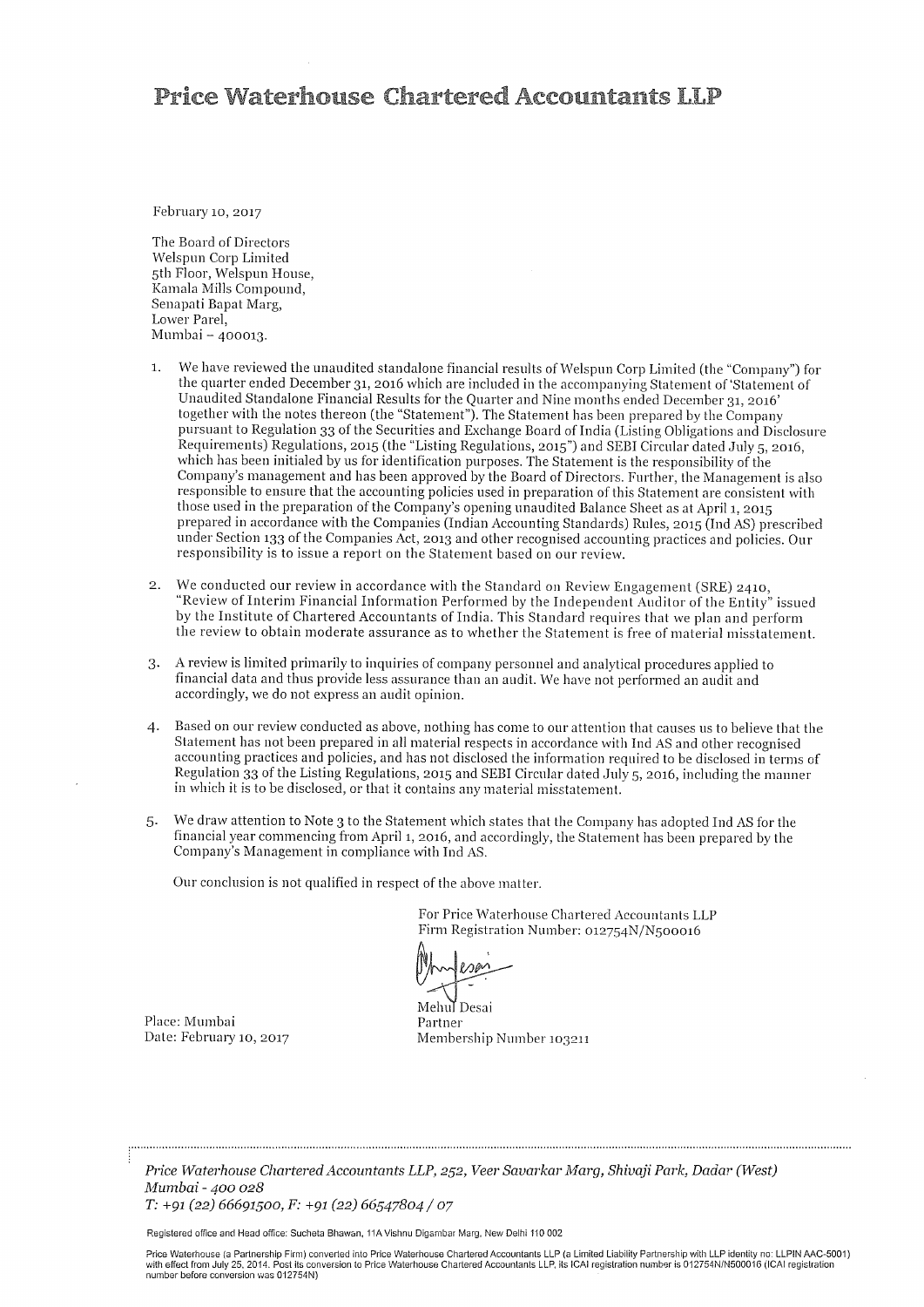# Price Waterhouse Chartered Accountants LLP

February 10, 2017

The Board of Directors
Welspun Corp Limited
5th Floor, Welspun House,
Kamala Mills Compound,
Senapati Bapat Marg,
Lower Parel,
Mumbai – 400013.

1. We have reviewed the unaudited standalone financial results of Welspun Corp Limited (the "Company") for the quarter ended December 31, 2016 which are included in the accompanying Statement of 'Statement of Unaudited Standalone Financial Results for the Quarter and Nine months ended December 31, 2016' together with the notes thereon (the "Statement"). The Statement has been prepared by the Company pursuant to Regulation 33 of the Securities and Exchange Board of India (Listing Obligations and Disclosure Requirements) Regulations, 2015 (the "Listing Regulations, 2015") and SEBI Circular dated July 5, 2016, which has been initialed by us for identification purposes. The Statement is the responsibility of the Company's management and has been approved by the Board of Directors. Further, the Management is also responsible to ensure that the accounting policies used in preparation of this Statement are consistent with those used in the preparation of the Company's opening unaudited Balance Sheet as at April 1, 2015 prepared in accordance with the Companies (Indian Accounting Standards) Rules, 2015 (Ind AS) prescribed under Section 133 of the Companies Act, 2013 and other recognised accounting practices and policies. Our responsibility is to issue a report on the Statement based on our review.

2. We conducted our review in accordance with the Standard on Review Engagement (SRE) 2410, "Review of Interim Financial Information Performed by the Independent Auditor of the Entity" issued by the Institute of Chartered Accountants of India. This Standard requires that we plan and perform the review to obtain moderate assurance as to whether the Statement is free of material misstatement.

3. A review is limited primarily to inquiries of company personnel and analytical procedures applied to financial data and thus provide less assurance than an audit. We have not performed an audit and accordingly, we do not express an audit opinion.

4. Based on our review conducted as above, nothing has come to our attention that causes us to believe that the Statement has not been prepared in all material respects in accordance with Ind AS and other recognised accounting practices and policies, and has not disclosed the information required to be disclosed in terms of Regulation 33 of the Listing Regulations, 2015 and SEBI Circular dated July 5, 2016, including the manner in which it is to be disclosed, or that it contains any material misstatement.

5. We draw attention to Note 3 to the Statement which states that the Company has adopted Ind AS for the financial year commencing from April 1, 2016, and accordingly, the Statement has been prepared by the Company's Management in compliance with Ind AS.

Our conclusion is not qualified in respect of the above matter.

For Price Waterhouse Chartered Accountants LLP
Firm Registration Number: 012754N/N500016

Mehul Desai
Partner
Membership Number 103211

Place: Mumbai
Date: February 10, 2017

*Price Waterhouse Chartered Accountants LLP, 252, Veer Savarkar Marg, Shivaji Park, Dadar (West) Mumbai - 400 028*
*T: +91 (22) 66691500, F: +91 (22) 66547804 / 07*

Registered office and Head office: Sucheta Bhawan, 11A Vishnu Digambar Marg, New Delhi 110 002

Price Waterhouse (a Partnership Firm) converted into Price Waterhouse Chartered Accountants LLP (a Limited Liability Partnership with LLP identity no: LLPIN AAC-5001) with effect from July 25, 2014. Post its conversion to Price Waterhouse Chartered Accountants LLP, its ICAI registration number is 012754N/N500016 (ICAI registration number before conversion was 012754N)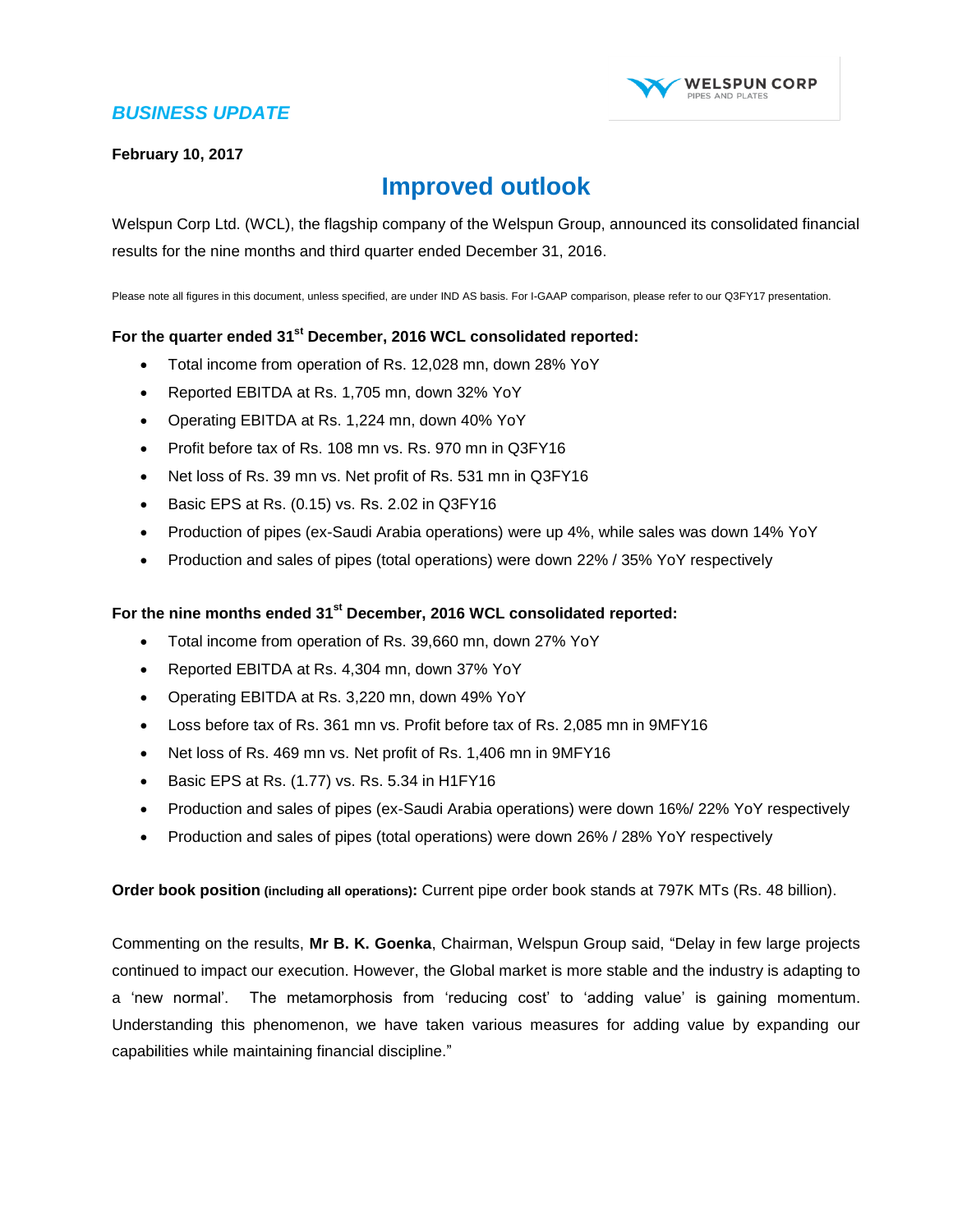*BUSINESS UPDATE*

**February 10, 2017**

# Improved outlook

Welspun Corp Ltd. (WCL), the flagship company of the Welspun Group, announced its consolidated financial results for the nine months and third quarter ended December 31, 2016.

Please note all figures in this document, unless specified, are under IND AS basis. For I-GAAP comparison, please refer to our Q3FY17 presentation.

**For the quarter ended 31st December, 2016 WCL consolidated reported:**

- Total income from operation of Rs. 12,028 mn, down 28% YoY
- Reported EBITDA at Rs. 1,705 mn, down 32% YoY
- Operating EBITDA at Rs. 1,224 mn, down 40% YoY
- Profit before tax of Rs. 108 mn vs. Rs. 970 mn in Q3FY16
- Net loss of Rs. 39 mn vs. Net profit of Rs. 531 mn in Q3FY16
- Basic EPS at Rs. (0.15) vs. Rs. 2.02 in Q3FY16
- Production of pipes (ex-Saudi Arabia operations) were up 4%, while sales was down 14% YoY
- Production and sales of pipes (total operations) were down 22% / 35% YoY respectively

**For the nine months ended 31st December, 2016 WCL consolidated reported:**

- Total income from operation of Rs. 39,660 mn, down 27% YoY
- Reported EBITDA at Rs. 4,304 mn, down 37% YoY
- Operating EBITDA at Rs. 3,220 mn, down 49% YoY
- Loss before tax of Rs. 361 mn vs. Profit before tax of Rs. 2,085 mn in 9MFY16
- Net loss of Rs. 469 mn vs. Net profit of Rs. 1,406 mn in 9MFY16
- Basic EPS at Rs. (1.77) vs. Rs. 5.34 in H1FY16
- Production and sales of pipes (ex-Saudi Arabia operations) were down 16%/ 22% YoY respectively
- Production and sales of pipes (total operations) were down 26% / 28% YoY respectively

**Order book position (including all operations):** Current pipe order book stands at 797K MTs (Rs. 48 billion).

Commenting on the results, **Mr B. K. Goenka**, Chairman, Welspun Group said, "Delay in few large projects continued to impact our execution. However, the Global market is more stable and the industry is adapting to a 'new normal'. The metamorphosis from 'reducing cost' to 'adding value' is gaining momentum. Understanding this phenomenon, we have taken various measures for adding value by expanding our capabilities while maintaining financial discipline."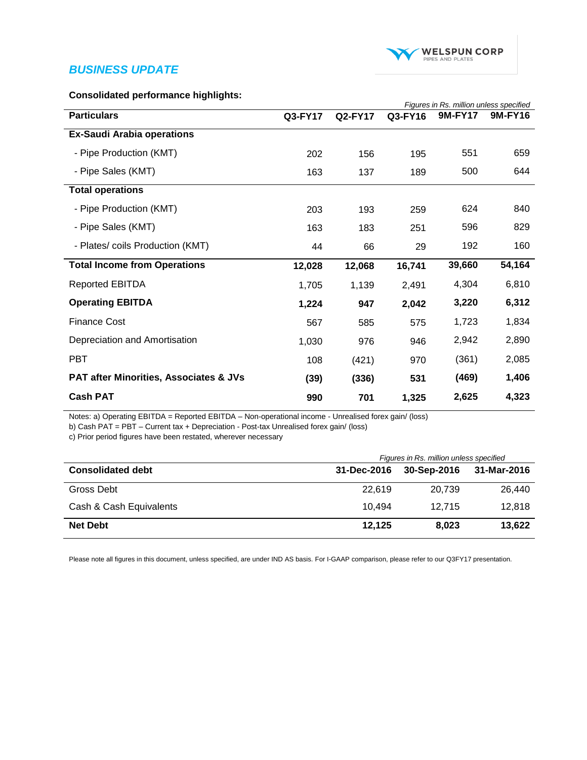## *BUSINESS UPDATE*

**Consolidated performance highlights:**

*Figures in Rs. million unless specified*

| Particulars | Q3-FY17 | Q2-FY17 | Q3-FY16 | 9M-FY17 | 9M-FY16 |
|---|---|---|---|---|---|
| **Ex-Saudi Arabia operations** | | | | | |
| - Pipe Production (KMT) | 202 | 156 | 195 | 551 | 659 |
| - Pipe Sales (KMT) | 163 | 137 | 189 | 500 | 644 |
| **Total operations** | | | | | |
| - Pipe Production (KMT) | 203 | 193 | 259 | 624 | 840 |
| - Pipe Sales (KMT) | 163 | 183 | 251 | 596 | 829 |
| - Plates/ coils Production (KMT) | 44 | 66 | 29 | 192 | 160 |
| **Total Income from Operations** | **12,028** | **12,068** | **16,741** | **39,660** | **54,164** |
| Reported EBITDA | 1,705 | 1,139 | 2,491 | 4,304 | 6,810 |
| **Operating EBITDA** | **1,224** | **947** | **2,042** | **3,220** | **6,312** |
| Finance Cost | 567 | 585 | 575 | 1,723 | 1,834 |
| Depreciation and Amortisation | 1,030 | 976 | 946 | 2,942 | 2,890 |
| PBT | 108 | (421) | 970 | (361) | 2,085 |
| **PAT after Minorities, Associates & JVs** | **(39)** | **(336)** | **531** | **(469)** | **1,406** |
| **Cash PAT** | **990** | **701** | **1,325** | **2,625** | **4,323** |

Notes: a) Operating EBITDA = Reported EBITDA – Non-operational income - Unrealised forex gain/ (loss)
b) Cash PAT = PBT – Current tax + Depreciation - Post-tax Unrealised forex gain/ (loss)
c) Prior period figures have been restated, wherever necessary

*Figures in Rs. million unless specified*

| Consolidated debt | 31-Dec-2016 | 30-Sep-2016 | 31-Mar-2016 |
|---|---|---|---|
| Gross Debt | 22,619 | 20,739 | 26,440 |
| Cash & Cash Equivalents | 10,494 | 12,715 | 12,818 |
| **Net Debt** | **12,125** | **8,023** | **13,622** |

Please note all figures in this document, unless specified, are under IND AS basis. For I-GAAP comparison, please refer to our Q3FY17 presentation.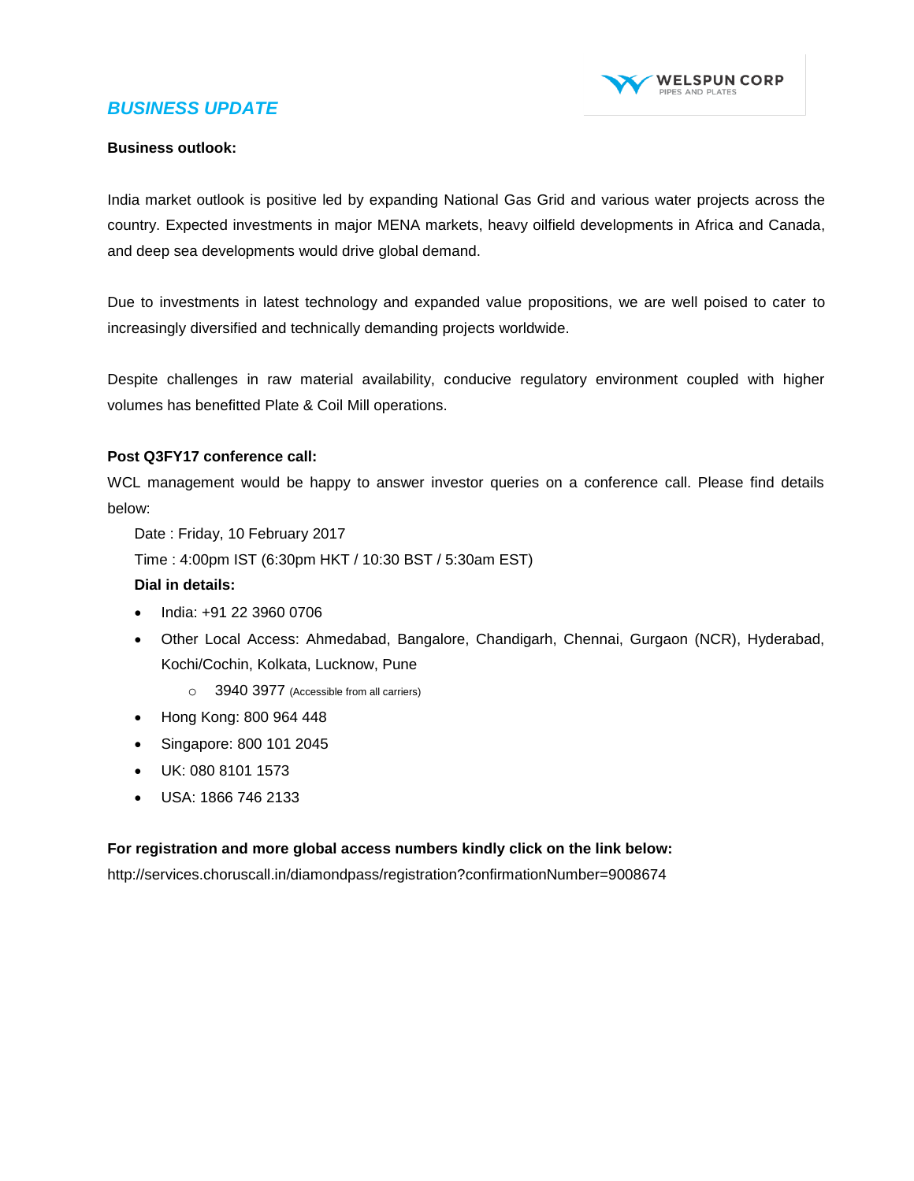## *BUSINESS UPDATE*

**Business outlook:**

India market outlook is positive led by expanding National Gas Grid and various water projects across the country. Expected investments in major MENA markets, heavy oilfield developments in Africa and Canada, and deep sea developments would drive global demand.

Due to investments in latest technology and expanded value propositions, we are well poised to cater to increasingly diversified and technically demanding projects worldwide.

Despite challenges in raw material availability, conducive regulatory environment coupled with higher volumes has benefitted Plate & Coil Mill operations.

**Post Q3FY17 conference call:**

WCL management would be happy to answer investor queries on a conference call. Please find details below:

Date : Friday, 10 February 2017

Time : 4:00pm IST (6:30pm HKT / 10:30 BST / 5:30am EST)

**Dial in details:**

- India: +91 22 3960 0706
- Other Local Access: Ahmedabad, Bangalore, Chandigarh, Chennai, Gurgaon (NCR), Hyderabad, Kochi/Cochin, Kolkata, Lucknow, Pune
  - 3940 3977 (Accessible from all carriers)
- Hong Kong: 800 964 448
- Singapore: 800 101 2045
- UK: 080 8101 1573
- USA: 1866 746 2133

**For registration and more global access numbers kindly click on the link below:**

http://services.choruscall.in/diamondpass/registration?confirmationNumber=9008674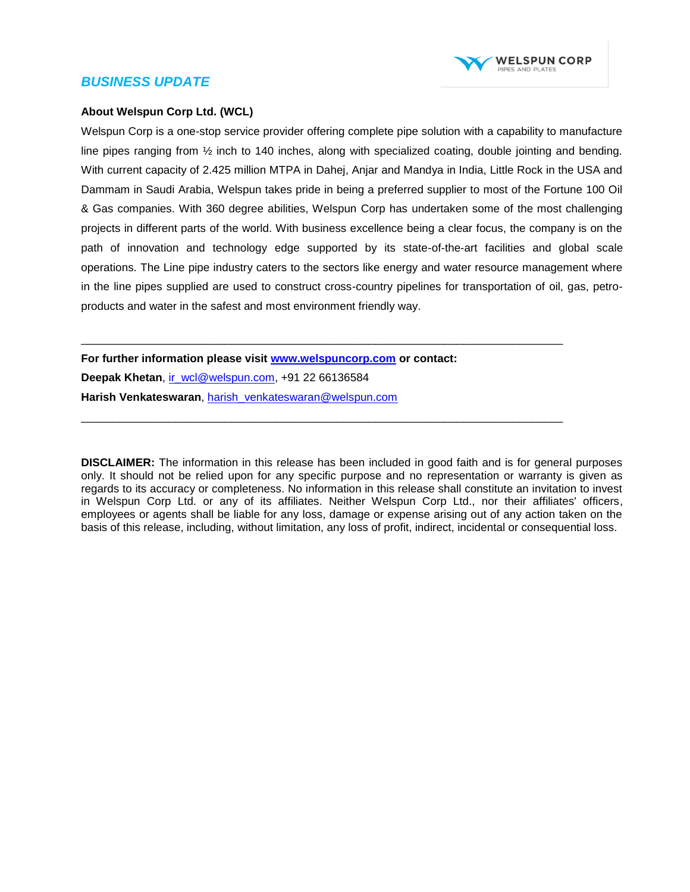*BUSINESS UPDATE*

**About Welspun Corp Ltd. (WCL)**

Welspun Corp is a one-stop service provider offering complete pipe solution with a capability to manufacture line pipes ranging from ½ inch to 140 inches, along with specialized coating, double jointing and bending. With current capacity of 2.425 million MTPA in Dahej, Anjar and Mandya in India, Little Rock in the USA and Dammam in Saudi Arabia, Welspun takes pride in being a preferred supplier to most of the Fortune 100 Oil & Gas companies. With 360 degree abilities, Welspun Corp has undertaken some of the most challenging projects in different parts of the world. With business excellence being a clear focus, the company is on the path of innovation and technology edge supported by its state-of-the-art facilities and global scale operations. The Line pipe industry caters to the sectors like energy and water resource management where in the line pipes supplied are used to construct cross-country pipelines for transportation of oil, gas, petro-products and water in the safest and most environment friendly way.

---

**For further information please visit [www.welspuncorp.com](http://www.welspuncorp.com) or contact:**

**Deepak Khetan**, ir_wcl@welspun.com, +91 22 66136584

**Harish Venkateswaran**, harish_venkateswaran@welspun.com

---

**DISCLAIMER:** The information in this release has been included in good faith and is for general purposes only. It should not be relied upon for any specific purpose and no representation or warranty is given as regards to its accuracy or completeness. No information in this release shall constitute an invitation to invest in Welspun Corp Ltd. or any of its affiliates. Neither Welspun Corp Ltd., nor their affiliates' officers, employees or agents shall be liable for any loss, damage or expense arising out of any action taken on the basis of this release, including, without limitation, any loss of profit, indirect, incidental or consequential loss.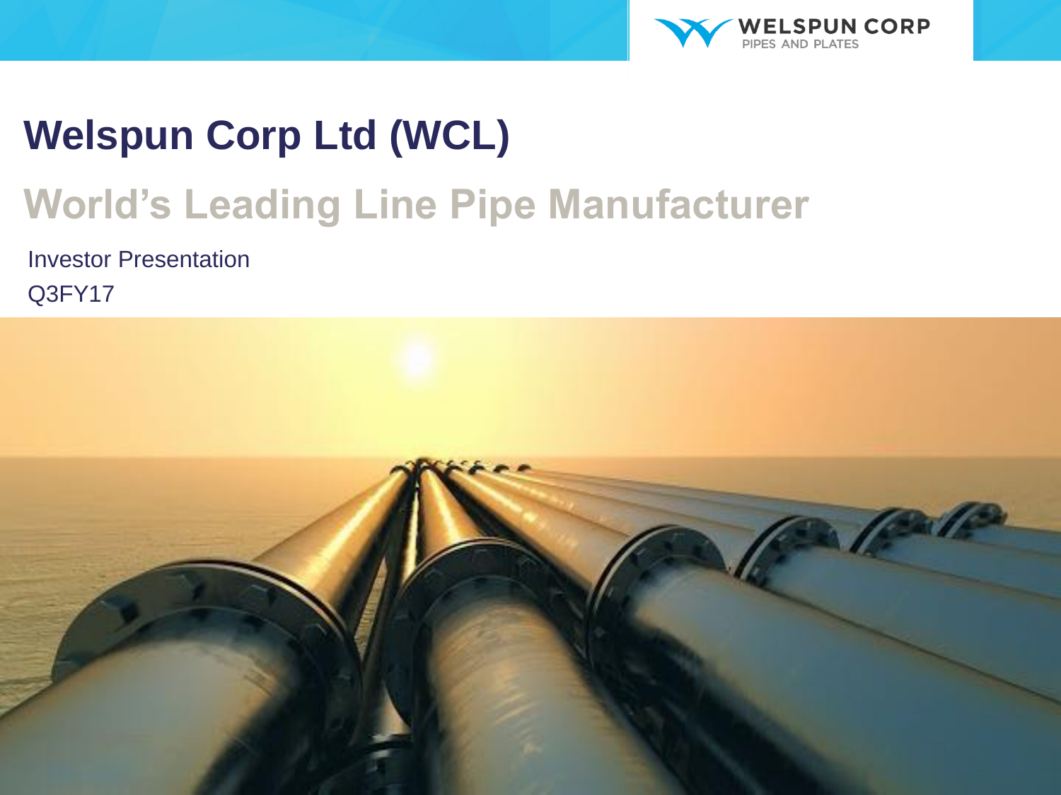# Welspun Corp Ltd (WCL)

## World's Leading Line Pipe Manufacturer

Investor Presentation

Q3FY17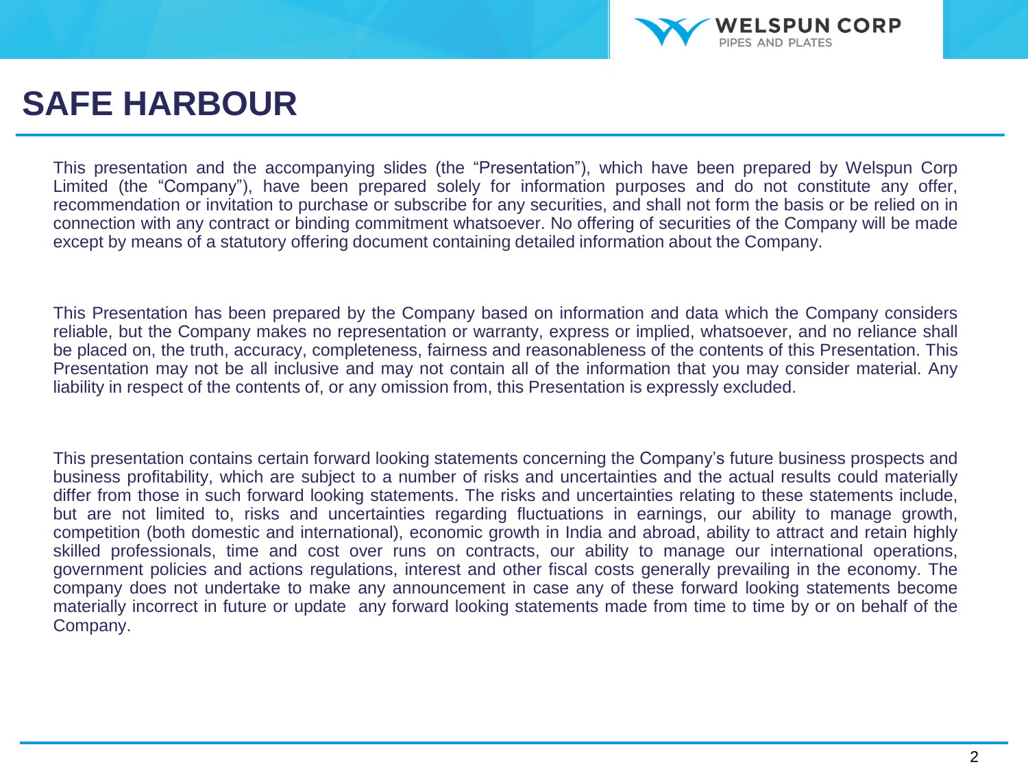# SAFE HARBOUR

This presentation and the accompanying slides (the "Presentation"), which have been prepared by Welspun Corp Limited (the "Company"), have been prepared solely for information purposes and do not constitute any offer, recommendation or invitation to purchase or subscribe for any securities, and shall not form the basis or be relied on in connection with any contract or binding commitment whatsoever. No offering of securities of the Company will be made except by means of a statutory offering document containing detailed information about the Company.

This Presentation has been prepared by the Company based on information and data which the Company considers reliable, but the Company makes no representation or warranty, express or implied, whatsoever, and no reliance shall be placed on, the truth, accuracy, completeness, fairness and reasonableness of the contents of this Presentation. This Presentation may not be all inclusive and may not contain all of the information that you may consider material. Any liability in respect of the contents of, or any omission from, this Presentation is expressly excluded.

This presentation contains certain forward looking statements concerning the Company's future business prospects and business profitability, which are subject to a number of risks and uncertainties and the actual results could materially differ from those in such forward looking statements. The risks and uncertainties relating to these statements include, but are not limited to, risks and uncertainties regarding fluctuations in earnings, our ability to manage growth, competition (both domestic and international), economic growth in India and abroad, ability to attract and retain highly skilled professionals, time and cost over runs on contracts, our ability to manage our international operations, government policies and actions regulations, interest and other fiscal costs generally prevailing in the economy. The company does not undertake to make any announcement in case any of these forward looking statements become materially incorrect in future or update any forward looking statements made from time to time by or on behalf of the Company.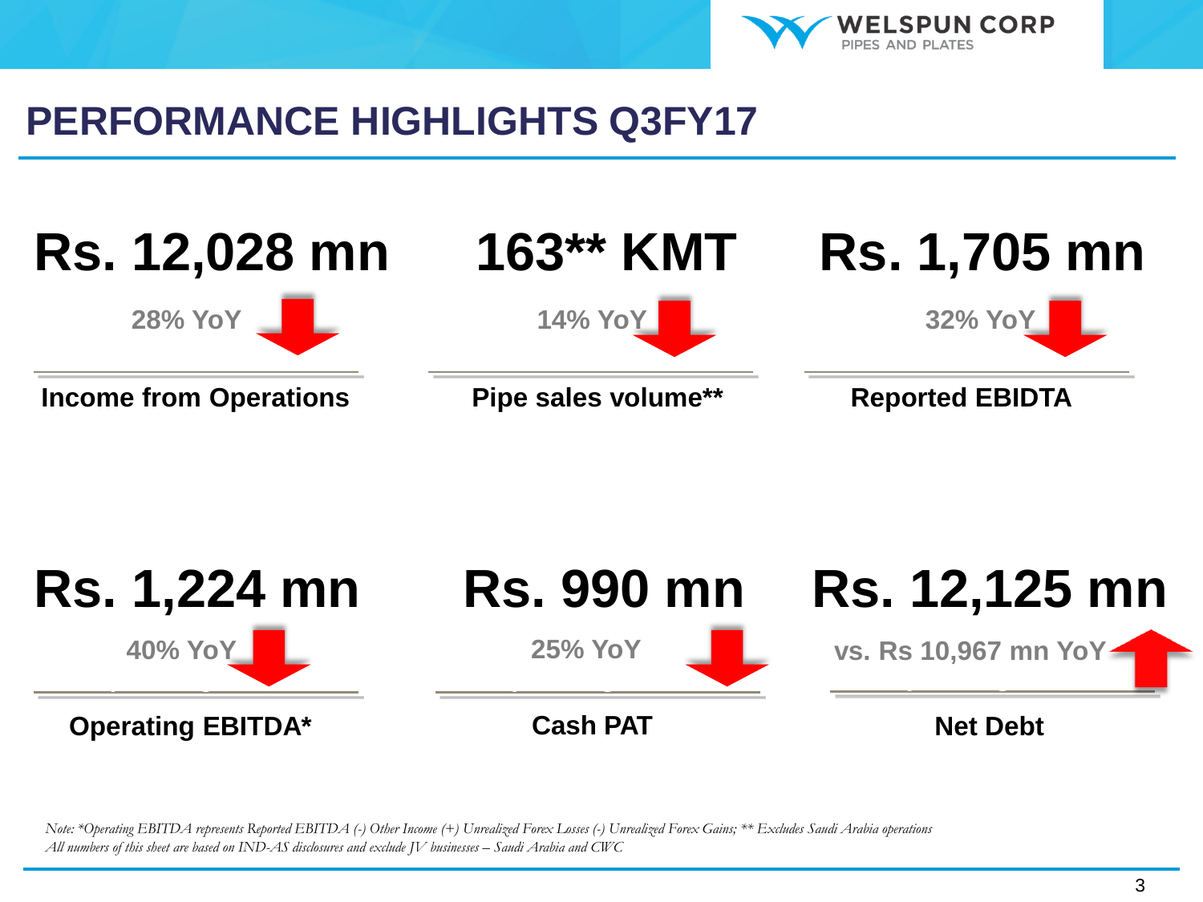# PERFORMANCE HIGHLIGHTS Q3FY17

| Metric | Value | YoY Change |
|---|---|---|
| Income from Operations | Rs. 12,028 mn | 28% YoY ↓ |
| Pipe sales volume** | 163** KMT | 14% YoY ↓ |
| Reported EBIDTA | Rs. 1,705 mn | 32% YoY ↓ |
| Operating EBITDA* | Rs. 1,224 mn | 40% YoY ↓ |
| Cash PAT | Rs. 990 mn | 25% YoY ↓ |
| Net Debt | Rs. 12,125 mn | vs. Rs 10,967 mn YoY ↑ |

*Note: *Operating EBITDA represents Reported EBITDA (-) Other Income (+) Unrealized Forex Losses (-) Unrealized Forex Gains; ** Excludes Saudi Arabia operations*
*All numbers of this sheet are based on IND-AS disclosures and exclude JV businesses – Saudi Arabia and CWC*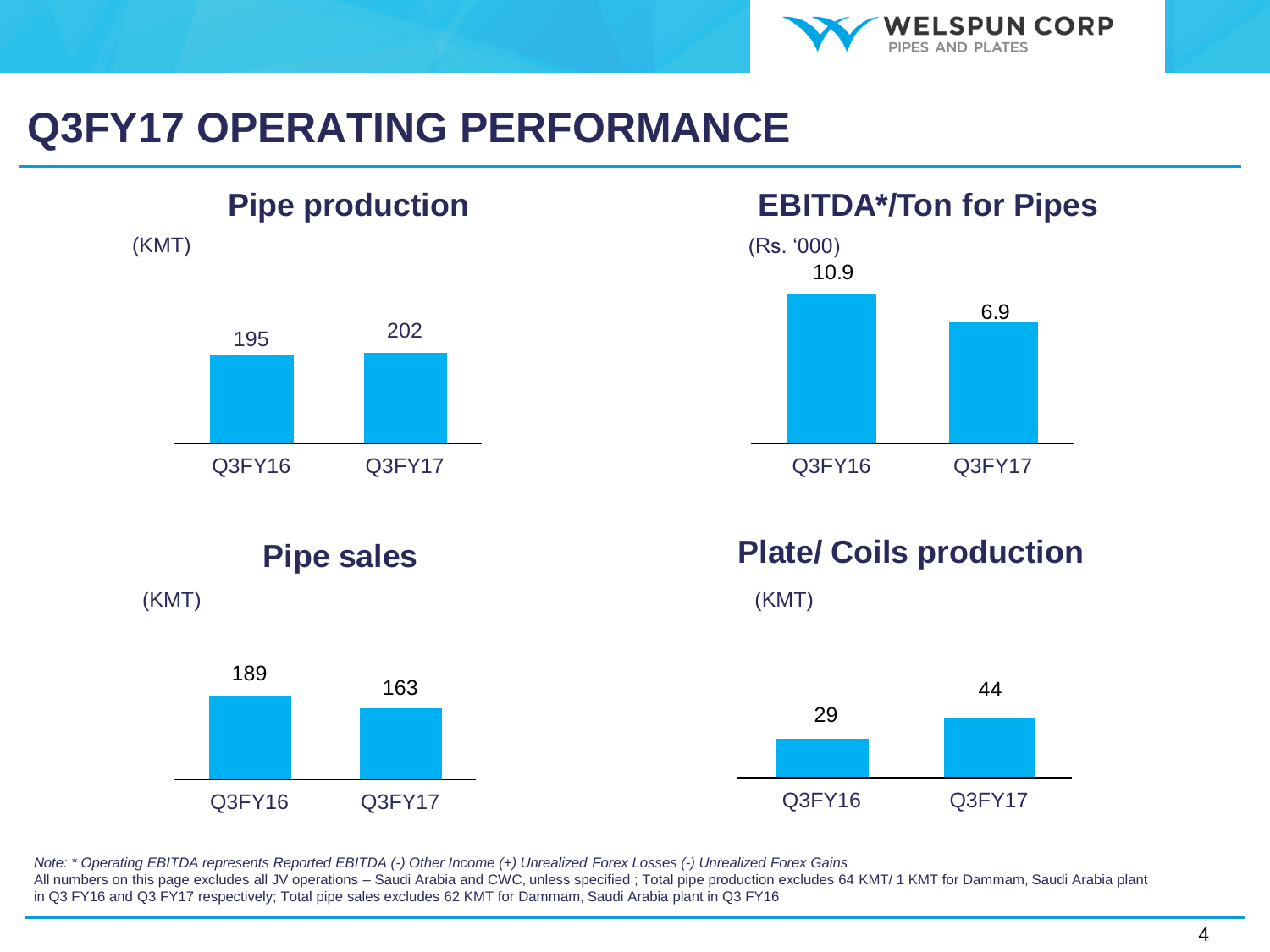# Q3FY17 OPERATING PERFORMANCE

## Pipe production

(KMT)

| Q3FY16 | Q3FY17 |
|---|---|
| 195 | 202 |

## EBITDA*/Ton for Pipes

(Rs. '000)

| Q3FY16 | Q3FY17 |
|---|---|
| 10.9 | 6.9 |

## Pipe sales

(KMT)

| Q3FY16 | Q3FY17 |
|---|---|
| 189 | 163 |

## Plate/ Coils production

(KMT)

| Q3FY16 | Q3FY17 |
|---|---|
| 29 | 44 |

*Note: * Operating EBITDA represents Reported EBITDA (-) Other Income (+) Unrealized Forex Losses (-) Unrealized Forex Gains*

All numbers on this page excludes all JV operations – Saudi Arabia and CWC, unless specified ; Total pipe production excludes 64 KMT/ 1 KMT for Dammam, Saudi Arabia plant in Q3 FY16 and Q3 FY17 respectively; Total pipe sales excludes 62 KMT for Dammam, Saudi Arabia plant in Q3 FY16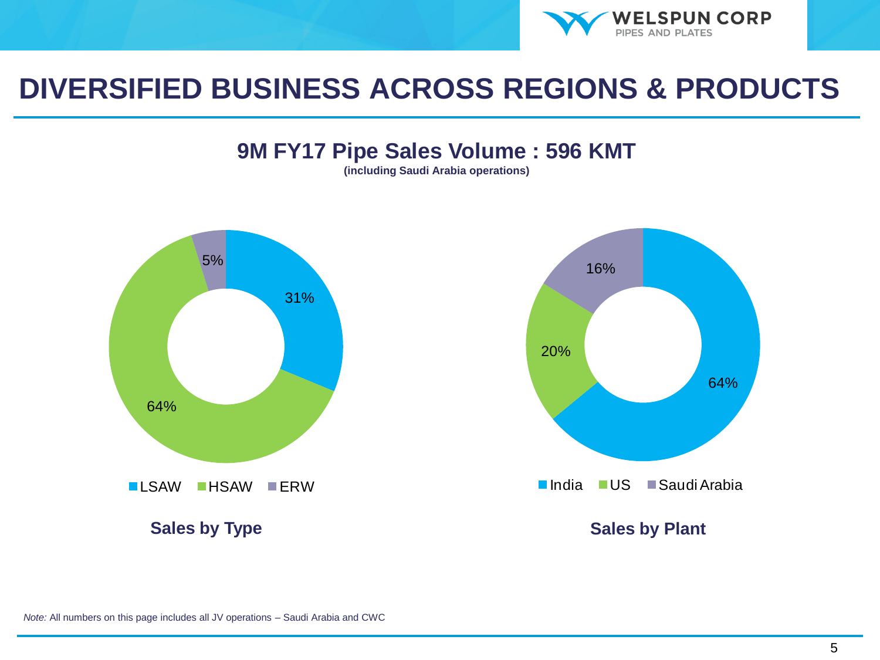# DIVERSIFIED BUSINESS ACROSS REGIONS & PRODUCTS

## 9M FY17 Pipe Sales Volume : 596 KMT

**(including Saudi Arabia operations)**

### Sales by Type

| Type | Share |
| --- | --- |
| LSAW | 31% |
| HSAW | 64% |
| ERW | 5% |

### Sales by Plant

| Plant | Share |
| --- | --- |
| India | 64% |
| US | 20% |
| Saudi Arabia | 16% |

*Note:* All numbers on this page includes all JV operations – Saudi Arabia and CWC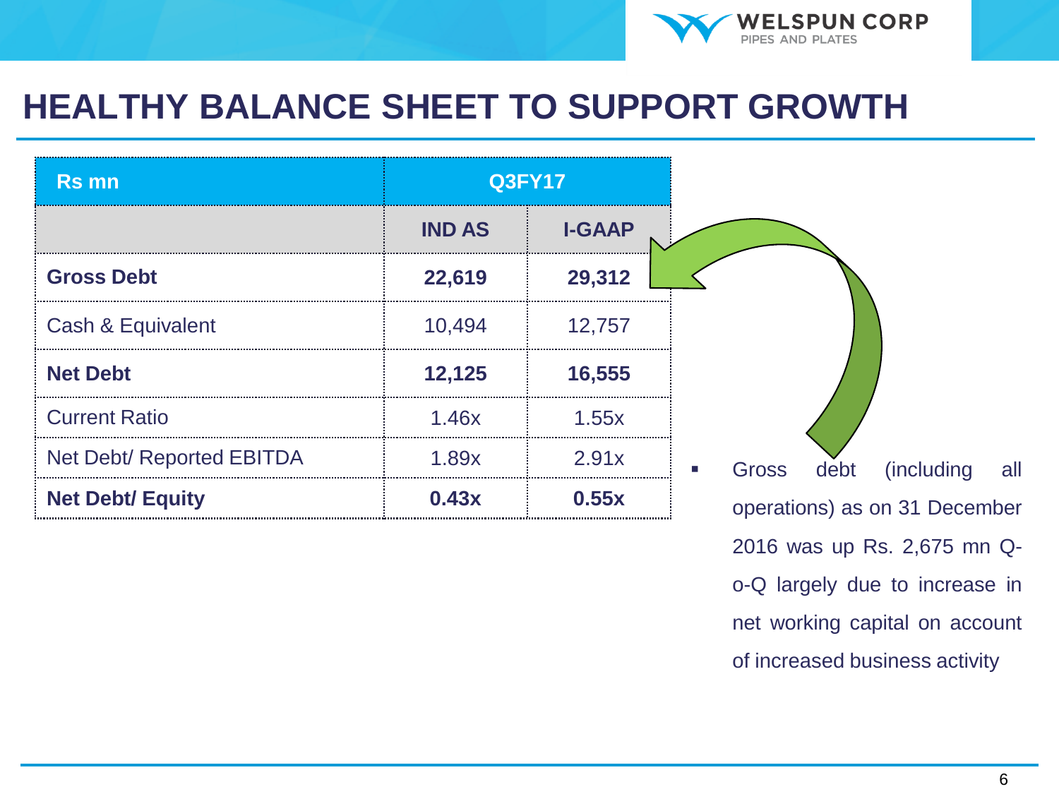# HEALTHY BALANCE SHEET TO SUPPORT GROWTH

| Rs mn | Q3FY17 | |
|---|---|---|
| | IND AS | I-GAAP |
| **Gross Debt** | **22,619** | **29,312** |
| Cash & Equivalent | 10,494 | 12,757 |
| **Net Debt** | **12,125** | **16,555** |
| Current Ratio | 1.46x | 1.55x |
| Net Debt/ Reported EBITDA | 1.89x | 2.91x |
| **Net Debt/ Equity** | **0.43x** | **0.55x** |

- Gross debt (including all operations) as on 31 December 2016 was up Rs. 2,675 mn Q-o-Q largely due to increase in net working capital on account of increased business activity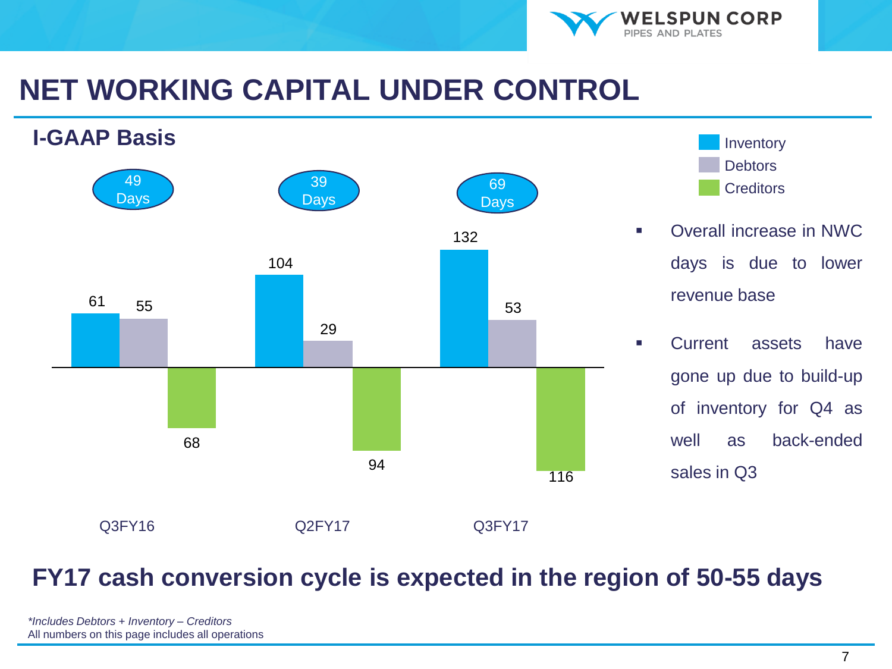# NET WORKING CAPITAL UNDER CONTROL

## I-GAAP Basis

| | Q3FY16 | Q2FY17 | Q3FY17 |
|---|---|---|---|
| NWC | 49 Days | 39 Days | 69 Days |
| Inventory | 61 | 104 | 132 |
| Debtors | 55 | 29 | 53 |
| Creditors | 68 | 94 | 116 |

- Overall increase in NWC days is due to lower revenue base
- Current assets have gone up due to build-up of inventory for Q4 as well as back-ended sales in Q3

**FY17 cash conversion cycle is expected in the region of 50-55 days**

*\*Includes Debtors + Inventory – Creditors*

All numbers on this page includes all operations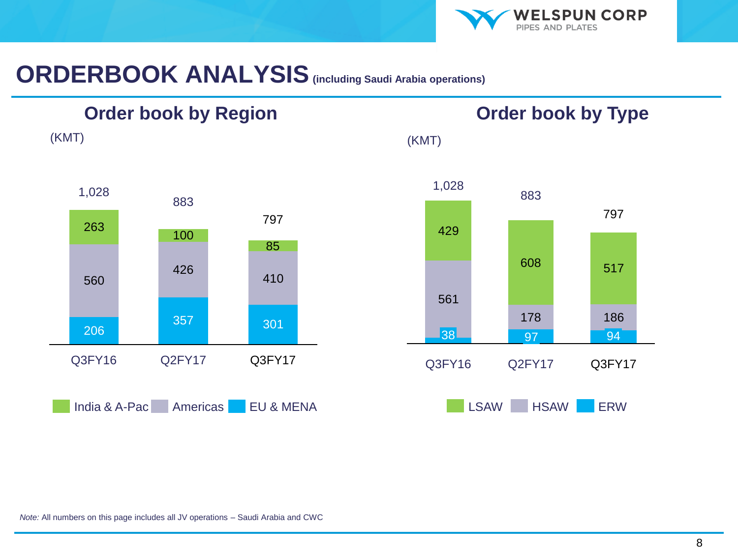# ORDERBOOK ANALYSIS (including Saudi Arabia operations)

## Order book by Region

(KMT)

| Region | Q3FY16 | Q2FY17 | Q3FY17 |
|---|---|---|---|
| India & A-Pac | 263 | 100 | 85 |
| Americas | 560 | 426 | 410 |
| EU & MENA | 206 | 357 | 301 |
| Total | 1,028 | 883 | 797 |

## Order book by Type

(KMT)

| Type | Q3FY16 | Q2FY17 | Q3FY17 |
|---|---|---|---|
| LSAW | 429 | 608 | 517 |
| HSAW | 561 | 178 | 186 |
| ERW | 38 | 97 | 94 |
| Total | 1,028 | 883 | 797 |

*Note:* All numbers on this page includes all JV operations – Saudi Arabia and CWC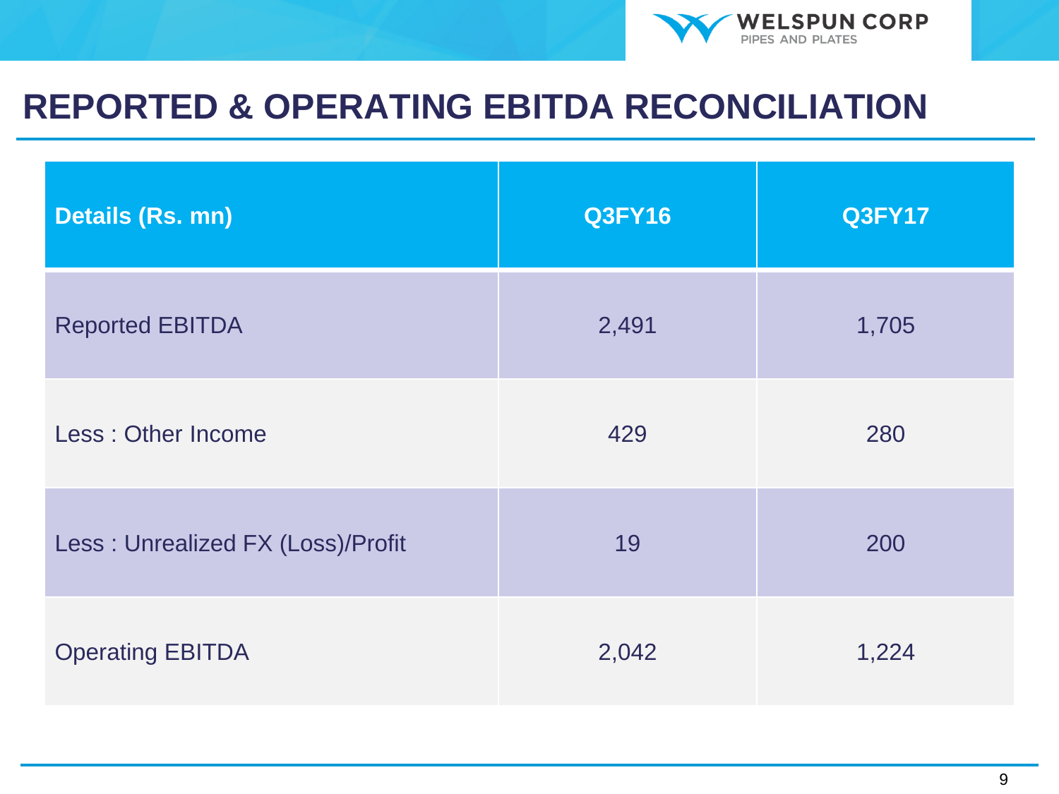# REPORTED & OPERATING EBITDA RECONCILIATION

| Details (Rs. mn) | Q3FY16 | Q3FY17 |
|---|---|---|
| Reported EBITDA | 2,491 | 1,705 |
| Less : Other Income | 429 | 280 |
| Less : Unrealized FX (Loss)/Profit | 19 | 200 |
| Operating EBITDA | 2,042 | 1,224 |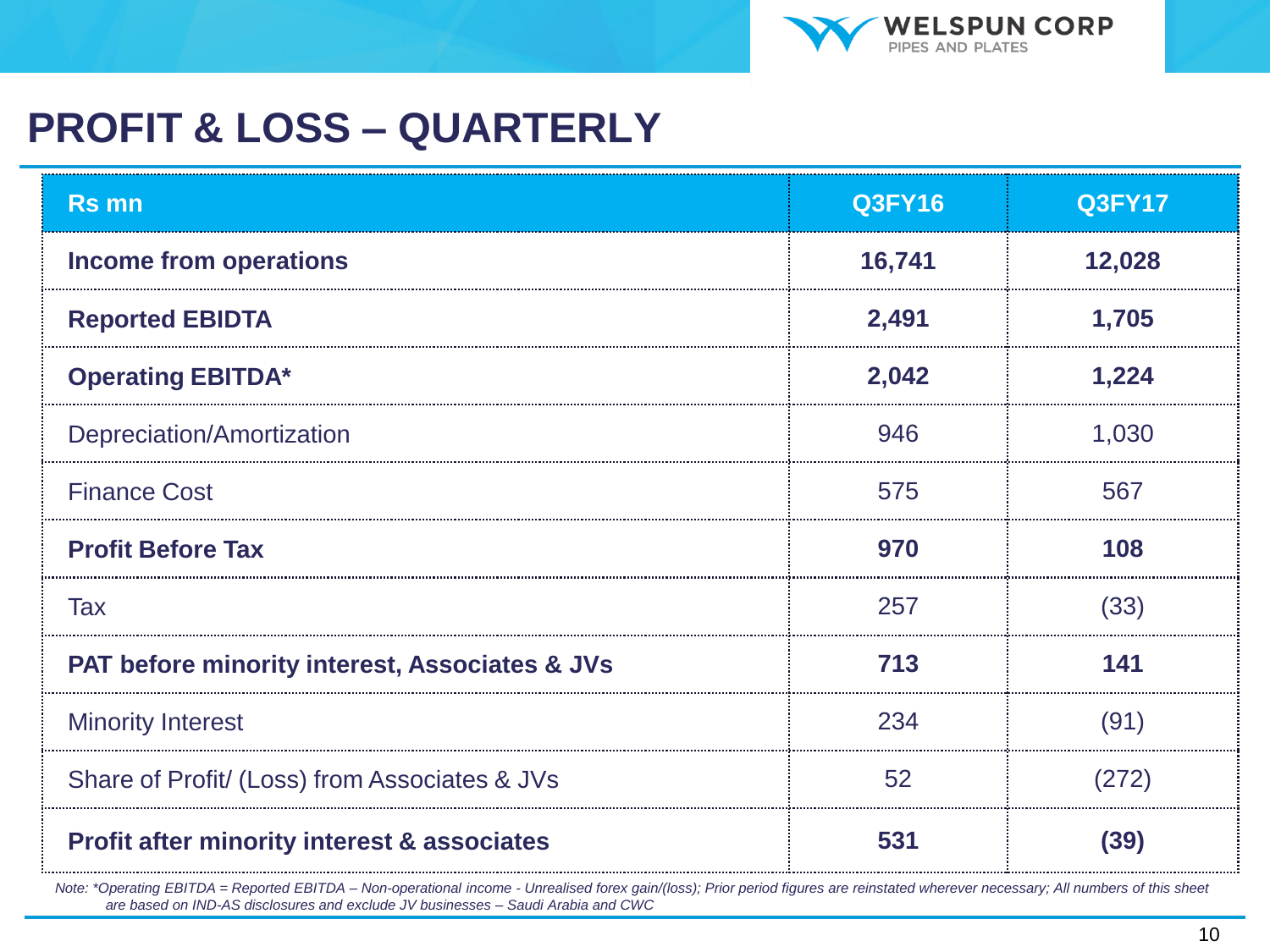# PROFIT & LOSS – QUARTERLY

| Rs mn | Q3FY16 | Q3FY17 |
|---|---|---|
| **Income from operations** | **16,741** | **12,028** |
| **Reported EBIDTA** | **2,491** | **1,705** |
| **Operating EBITDA*** | **2,042** | **1,224** |
| Depreciation/Amortization | 946 | 1,030 |
| Finance Cost | 575 | 567 |
| **Profit Before Tax** | **970** | **108** |
| Tax | 257 | (33) |
| **PAT before minority interest, Associates & JVs** | **713** | **141** |
| Minority Interest | 234 | (91) |
| Share of Profit/ (Loss) from Associates & JVs | 52 | (272) |
| **Profit after minority interest & associates** | **531** | **(39)** |

*Note: *Operating EBITDA = Reported EBITDA – Non-operational income - Unrealised forex gain/(loss); Prior period figures are reinstated wherever necessary; All numbers of this sheet are based on IND-AS disclosures and exclude JV businesses – Saudi Arabia and CWC*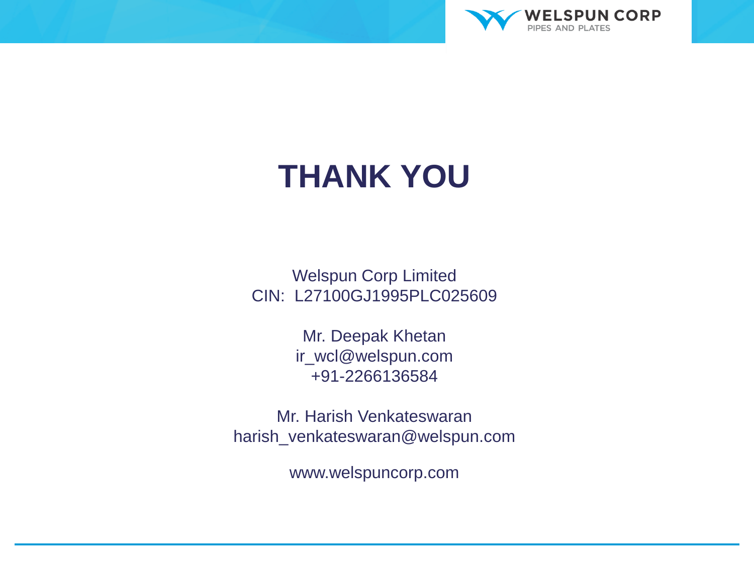# THANK YOU

Welspun Corp Limited
CIN: L27100GJ1995PLC025609

Mr. Deepak Khetan
ir_wcl@welspun.com
+91-2266136584

Mr. Harish Venkateswaran
harish_venkateswaran@welspun.com

www.welspuncorp.com